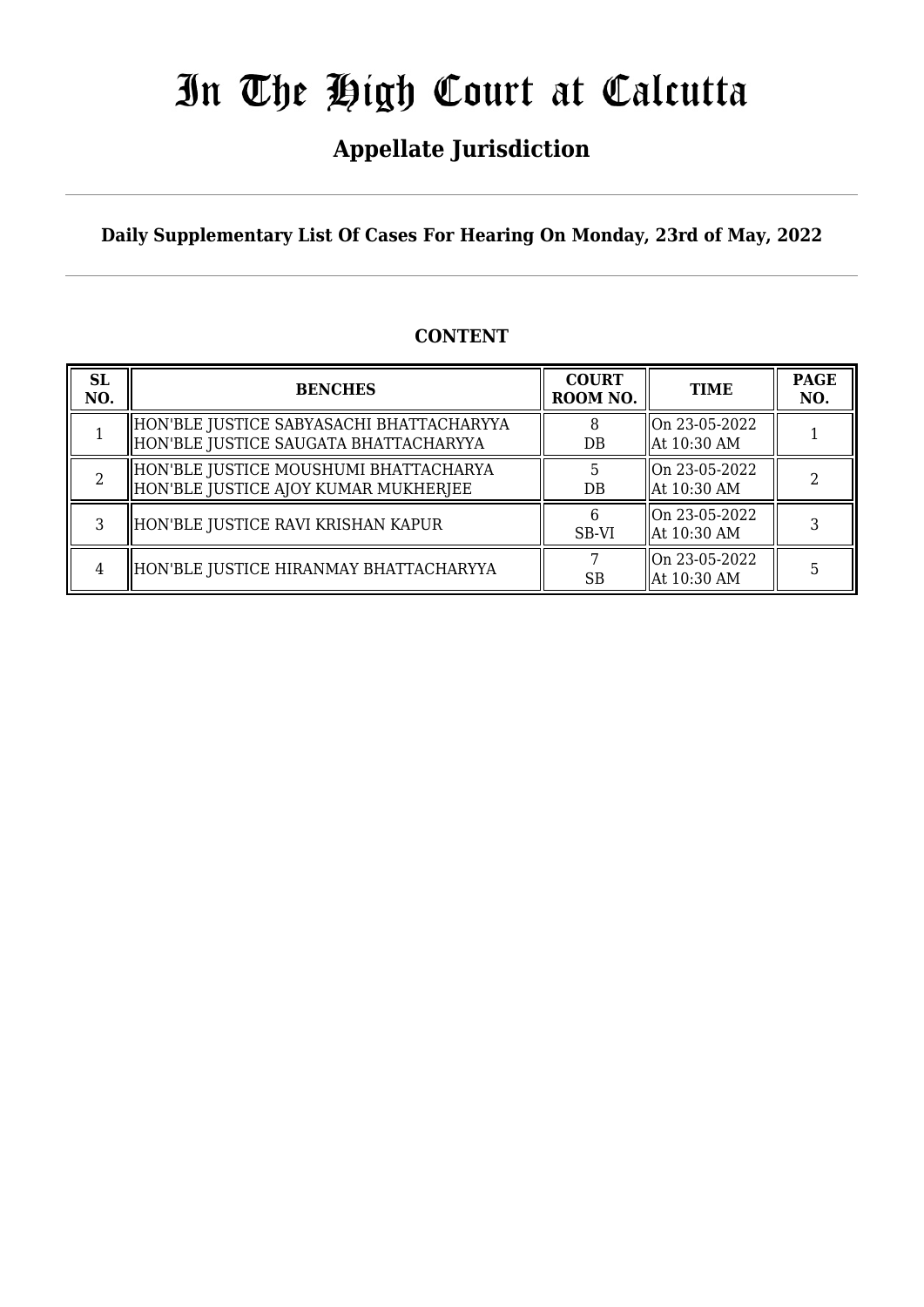# In The High Court at Calcutta

## Appellate Jurisdiction

**Daily Supplementary List Of Cases For Hearing On Monday, 23rd of May, 2022**

**CONTENT**

| SL NO. | BENCHES | COURT ROOM NO. | TIME | PAGE NO. |
|---|---|---|---|---|
| 1 | HON'BLE JUSTICE SABYASACHI BHATTACHARYYA<br>HON'BLE JUSTICE SAUGATA BHATTACHARYYA | 8<br>DB | On 23-05-2022<br>At 10:30 AM | 1 |
| 2 | HON'BLE JUSTICE MOUSHUMI BHATTACHARYA<br>HON'BLE JUSTICE AJOY KUMAR MUKHERJEE | 5<br>DB | On 23-05-2022<br>At 10:30 AM | 2 |
| 3 | HON'BLE JUSTICE RAVI KRISHAN KAPUR | 6<br>SB-VI | On 23-05-2022<br>At 10:30 AM | 3 |
| 4 | HON'BLE JUSTICE HIRANMAY BHATTACHARYYA | 7<br>SB | On 23-05-2022<br>At 10:30 AM | 5 |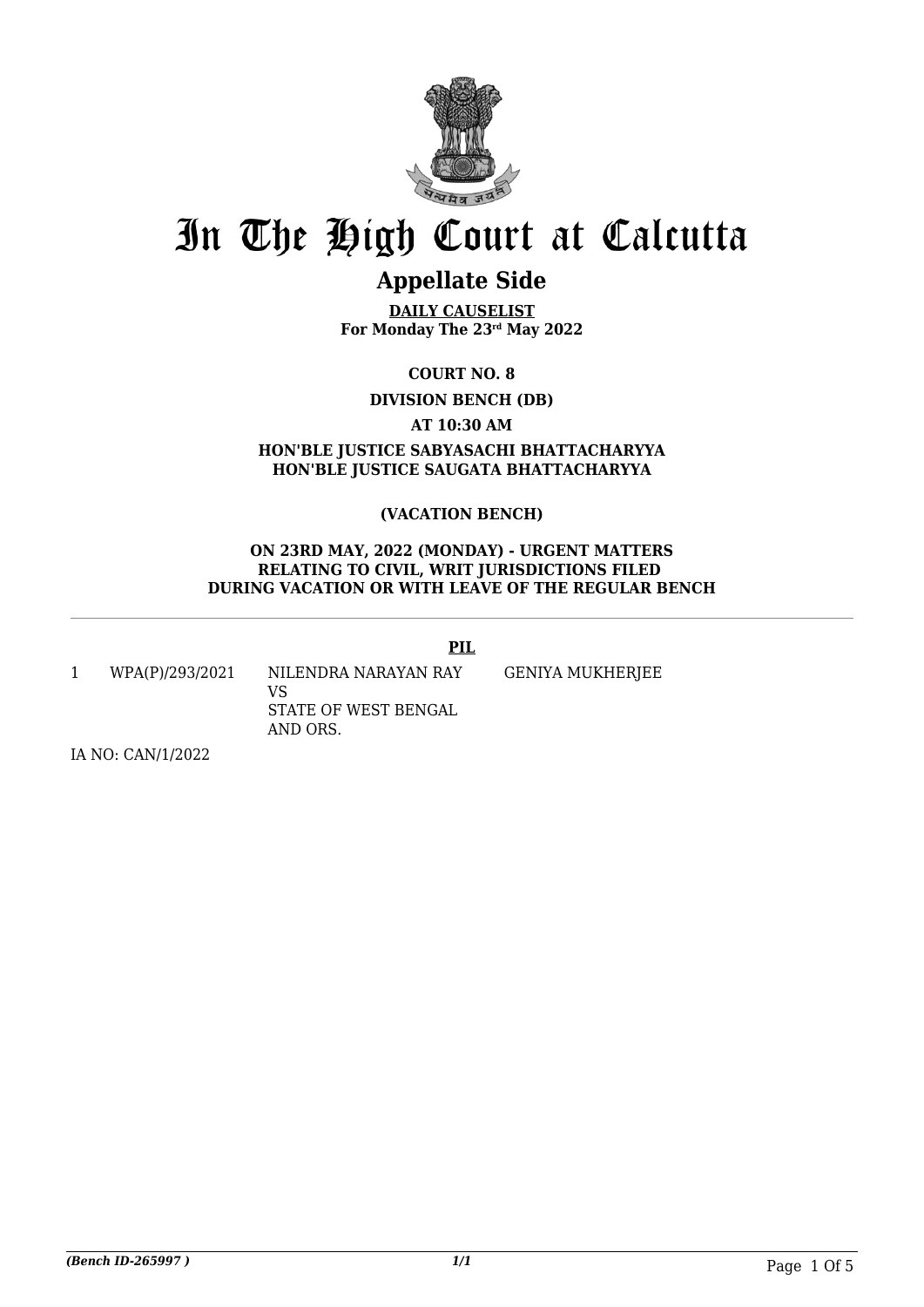# In The High Court at Calcutta

## Appellate Side

**DAILY CAUSELIST**
**For Monday The 23rd May 2022**

**COURT NO. 8**

**DIVISION BENCH (DB)**

**AT 10:30 AM**

**HON'BLE JUSTICE SABYASACHI BHATTACHARYYA**
**HON'BLE JUSTICE SAUGATA BHATTACHARYYA**

**(VACATION BENCH)**

**ON 23RD MAY, 2022 (MONDAY) - URGENT MATTERS RELATING TO CIVIL, WRIT JURISDICTIONS FILED DURING VACATION OR WITH LEAVE OF THE REGULAR BENCH**

**PIL**

| | | | |
|---|---|---|---|
| 1 | WPA(P)/293/2021 | NILENDRA NARAYAN RAY VS STATE OF WEST BENGAL AND ORS. | GENIYA MUKHERJEE |

IA NO: CAN/1/2022

*(Bench ID-265997 )*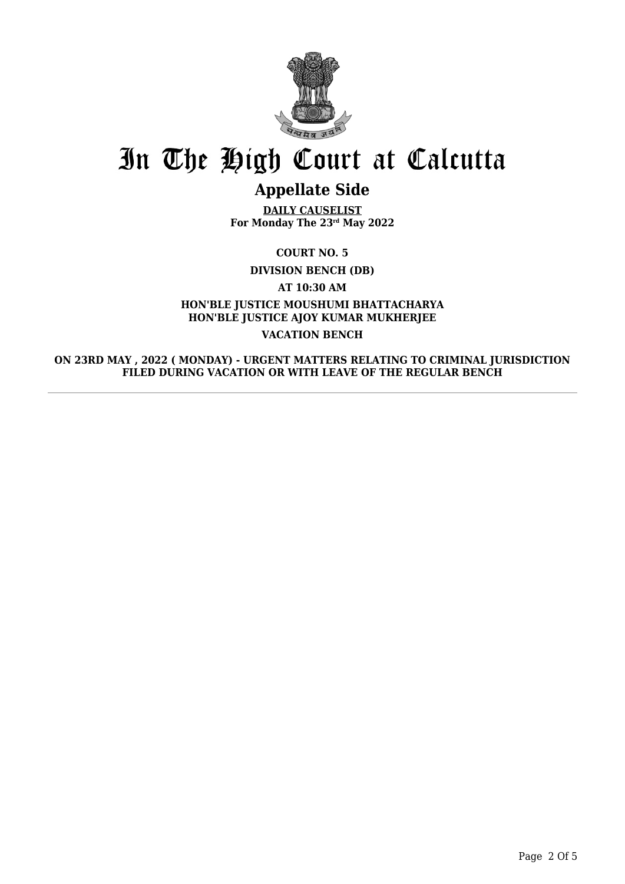# In The High Court at Calcutta

## Appellate Side

**DAILY CAUSELIST**
**For Monday The 23rd May 2022**

**COURT NO. 5**

**DIVISION BENCH (DB)**

**AT 10:30 AM**

**HON'BLE JUSTICE MOUSHUMI BHATTACHARYA**
**HON'BLE JUSTICE AJOY KUMAR MUKHERJEE**

**VACATION BENCH**

**ON 23RD MAY , 2022 ( MONDAY) - URGENT MATTERS RELATING TO CRIMINAL JURISDICTION FILED DURING VACATION OR WITH LEAVE OF THE REGULAR BENCH**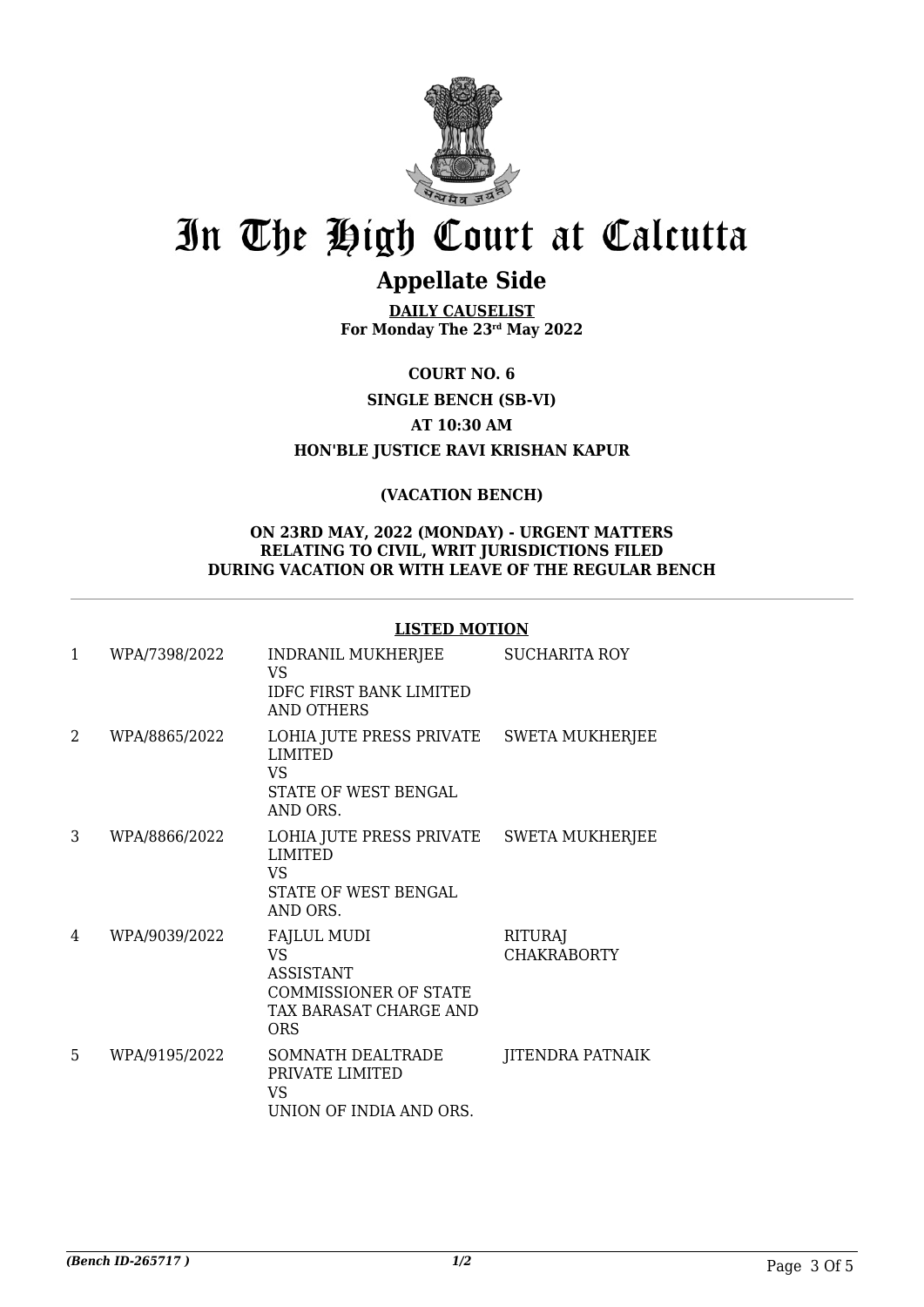# In The High Court at Calcutta

## Appellate Side

**DAILY CAUSELIST**
**For Monday The 23rd May 2022**

**COURT NO. 6**

**SINGLE BENCH (SB-VI)**

**AT 10:30 AM**

**HON'BLE JUSTICE RAVI KRISHAN KAPUR**

**(VACATION BENCH)**

**ON 23RD MAY, 2022 (MONDAY) - URGENT MATTERS RELATING TO CIVIL, WRIT JURISDICTIONS FILED DURING VACATION OR WITH LEAVE OF THE REGULAR BENCH**

**LISTED MOTION**

| | | | |
|---|---|---|---|
| 1 | WPA/7398/2022 | INDRANIL MUKHERJEE VS IDFC FIRST BANK LIMITED AND OTHERS | SUCHARITA ROY |
| 2 | WPA/8865/2022 | LOHIA JUTE PRESS PRIVATE LIMITED VS STATE OF WEST BENGAL AND ORS. | SWETA MUKHERJEE |
| 3 | WPA/8866/2022 | LOHIA JUTE PRESS PRIVATE LIMITED VS STATE OF WEST BENGAL AND ORS. | SWETA MUKHERJEE |
| 4 | WPA/9039/2022 | FAJLUL MUDI VS ASSISTANT COMMISSIONER OF STATE TAX BARASAT CHARGE AND ORS | RITURAJ CHAKRABORTY |
| 5 | WPA/9195/2022 | SOMNATH DEALTRADE PRIVATE LIMITED VS UNION OF INDIA AND ORS. | JITENDRA PATNAIK |

*(Bench ID-265717 )* 1/2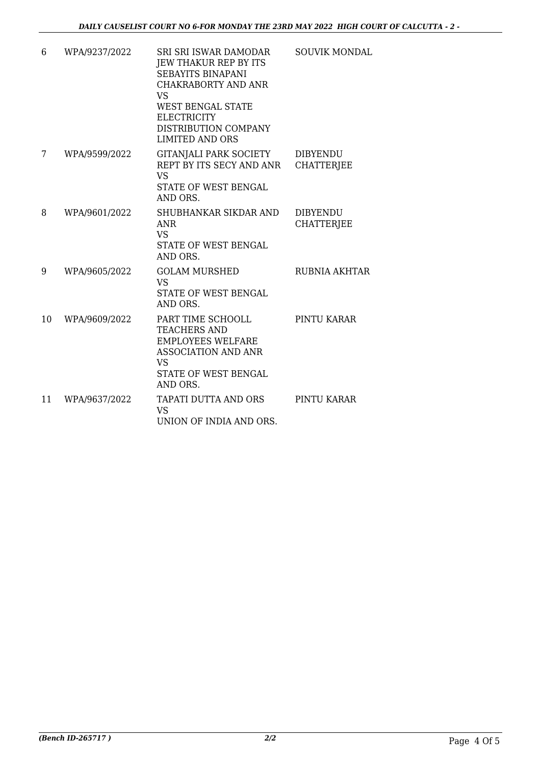| 6 | WPA/9237/2022 | SRI SRI ISWAR DAMODAR JEW THAKUR REP BY ITS SEBAYITS BINAPANI CHAKRABORTY AND ANR<br>VS<br>WEST BENGAL STATE ELECTRICITY DISTRIBUTION COMPANY LIMITED AND ORS | SOUVIK MONDAL |
|---|---|---|---|
| 7 | WPA/9599/2022 | GITANJALI PARK SOCIETY REPT BY ITS SECY AND ANR<br>VS<br>STATE OF WEST BENGAL AND ORS. | DIBYENDU CHATTERJEE |
| 8 | WPA/9601/2022 | SHUBHANKAR SIKDAR AND ANR<br>VS<br>STATE OF WEST BENGAL AND ORS. | DIBYENDU CHATTERJEE |
| 9 | WPA/9605/2022 | GOLAM MURSHED<br>VS<br>STATE OF WEST BENGAL AND ORS. | RUBNIA AKHTAR |
| 10 | WPA/9609/2022 | PART TIME SCHOOLL TEACHERS AND EMPLOYEES WELFARE ASSOCIATION AND ANR<br>VS<br>STATE OF WEST BENGAL AND ORS. | PINTU KARAR |
| 11 | WPA/9637/2022 | TAPATI DUTTA AND ORS<br>VS<br>UNION OF INDIA AND ORS. | PINTU KARAR |

*(Bench ID-265717 )* *2/2*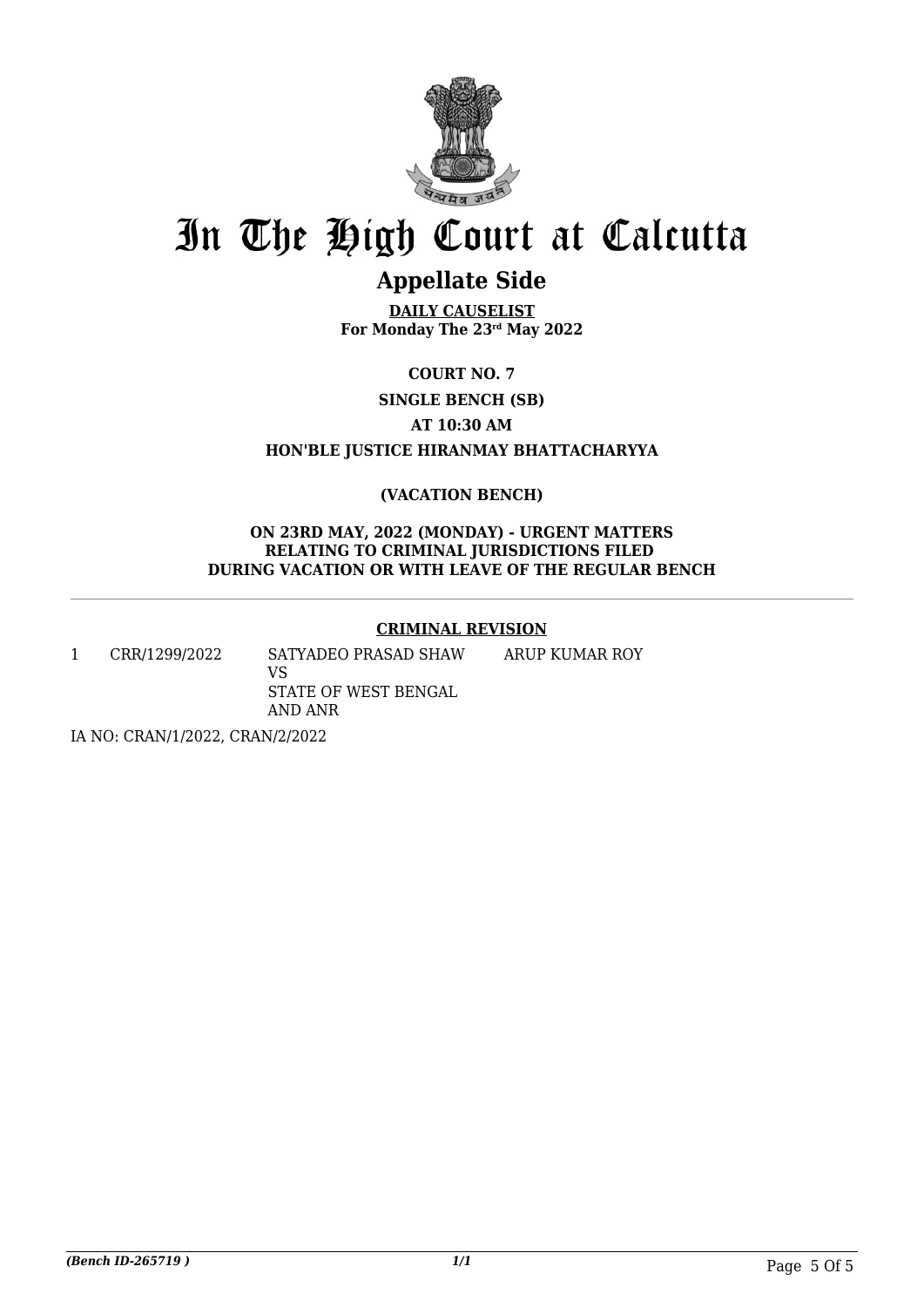# In The High Court at Calcutta

## Appellate Side

**DAILY CAUSELIST**
**For Monday The 23rd May 2022**

**COURT NO. 7**

**SINGLE BENCH (SB)**

**AT 10:30 AM**

**HON'BLE JUSTICE HIRANMAY BHATTACHARYYA**

**(VACATION BENCH)**

**ON 23RD MAY, 2022 (MONDAY) - URGENT MATTERS RELATING TO CRIMINAL JURISDICTIONS FILED DURING VACATION OR WITH LEAVE OF THE REGULAR BENCH**

---

**CRIMINAL REVISION**

| | | | |
|---|---|---|---|
| 1 | CRR/1299/2022 | SATYADEO PRASAD SHAW VS STATE OF WEST BENGAL AND ANR | ARUP KUMAR ROY |

IA NO: CRAN/1/2022, CRAN/2/2022

*(Bench ID-265719 )*